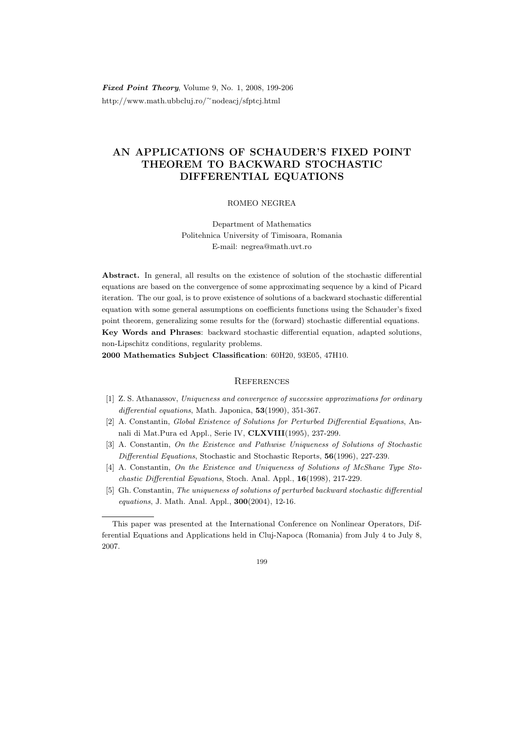# AN APPLICATIONS OF SCHAUDER'S FIXED POINT THEOREM TO BACKWARD STOCHASTIC DIFFERENTIAL EQUATIONS

ROMEO NEGREA

Department of Mathematics
Politehnica University of Timisoara, Romania
E-mail: negrea@math.uvt.ro

**Abstract.** In general, all results on the existence of solution of the stochastic differential equations are based on the convergence of some approximating sequence by a kind of Picard iteration. The our goal, is to prove existence of solutions of a backward stochastic differential equation with some general assumptions on coefficients functions using the Schauder's fixed point theorem, generalizing some results for the (forward) stochastic differential equations.

**Key Words and Phrases**: backward stochastic differential equation, adapted solutions, non-Lipschitz conditions, regularity problems.

**2000 Mathematics Subject Classification**: 60H20, 93E05, 47H10.

## References

[1] Z. S. Athanassov, *Uniqueness and convergence of successive approximations for ordinary differential equations*, Math. Japonica, **53**(1990), 351-367.

[2] A. Constantin, *Global Existence of Solutions for Perturbed Differential Equations*, Annali di Mat.Pura ed Appl., Serie IV, **CLXVIII**(1995), 237-299.

[3] A. Constantin, *On the Existence and Pathwise Uniqueness of Solutions of Stochastic Differential Equations*, Stochastic and Stochastic Reports, **56**(1996), 227-239.

[4] A. Constantin, *On the Existence and Uniqueness of Solutions of McShane Type Stochastic Differential Equations*, Stoch. Anal. Appl., **16**(1998), 217-229.

[5] Gh. Constantin, *The uniqueness of solutions of perturbed backward stochastic differential equations*, J. Math. Anal. Appl., **300**(2004), 12-16.

---

This paper was presented at the International Conference on Nonlinear Operators, Differential Equations and Applications held in Cluj-Napoca (Romania) from July 4 to July 8, 2007.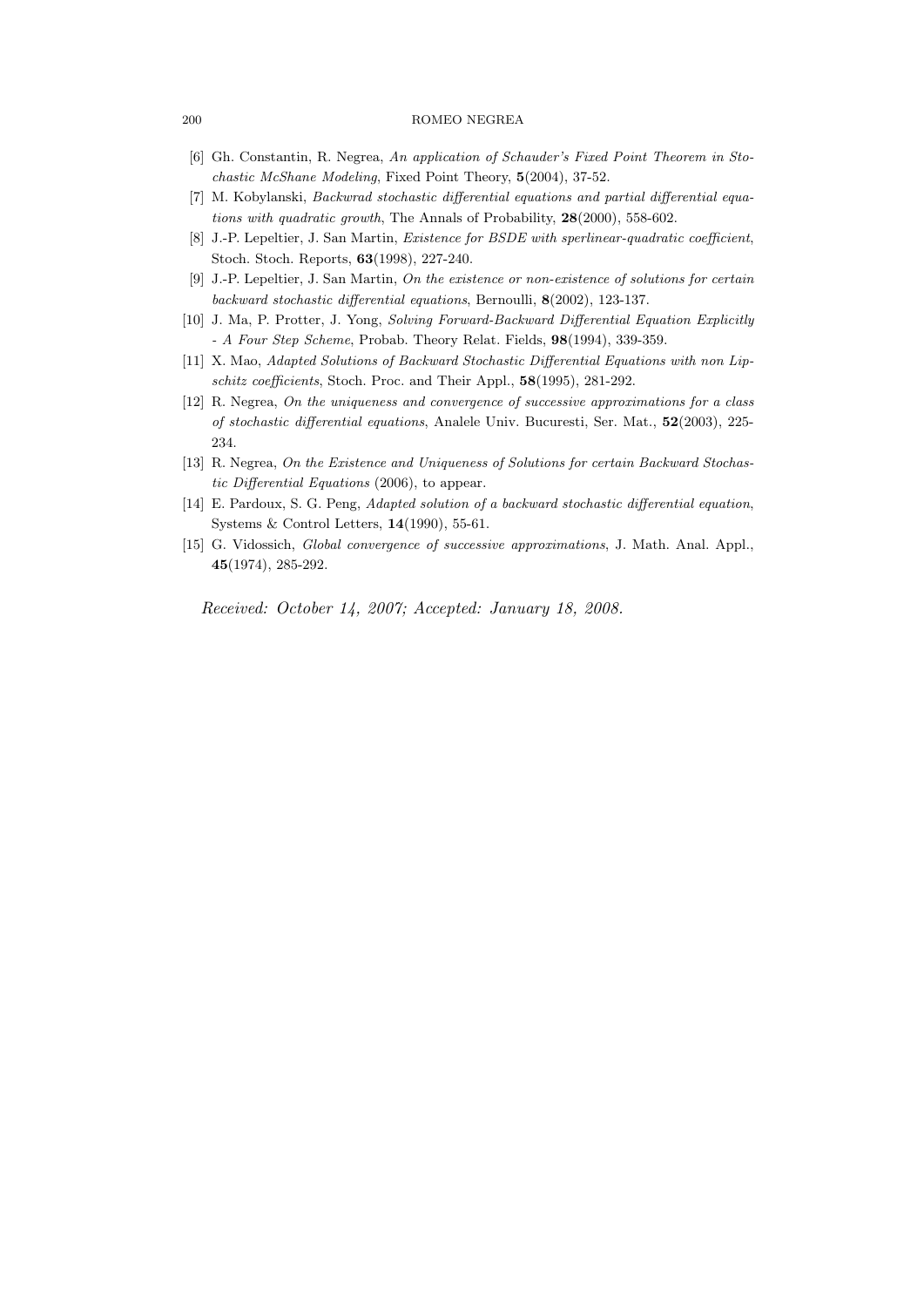[6] Gh. Constantin, R. Negrea, *An application of Schauder's Fixed Point Theorem in Stochastic McShane Modeling*, Fixed Point Theory, **5**(2004), 37-52.

[7] M. Kobylanski, *Backwrad stochastic differential equations and partial differential equations with quadratic growth*, The Annals of Probability, **28**(2000), 558-602.

[8] J.-P. Lepeltier, J. San Martin, *Existence for BSDE with sperlinear-quadratic coefficient*, Stoch. Stoch. Reports, **63**(1998), 227-240.

[9] J.-P. Lepeltier, J. San Martin, *On the existence or non-existence of solutions for certain backward stochastic differential equations*, Bernoulli, **8**(2002), 123-137.

[10] J. Ma, P. Protter, J. Yong, *Solving Forward-Backward Differential Equation Explicitly - A Four Step Scheme*, Probab. Theory Relat. Fields, **98**(1994), 339-359.

[11] X. Mao, *Adapted Solutions of Backward Stochastic Differential Equations with non Lipschitz coefficients*, Stoch. Proc. and Their Appl., **58**(1995), 281-292.

[12] R. Negrea, *On the uniqueness and convergence of successive approximations for a class of stochastic differential equations*, Analele Univ. Bucuresti, Ser. Mat., **52**(2003), 225-234.

[13] R. Negrea, *On the Existence and Uniqueness of Solutions for certain Backward Stochastic Differential Equations* (2006), to appear.

[14] E. Pardoux, S. G. Peng, *Adapted solution of a backward stochastic differential equation*, Systems & Control Letters, **14**(1990), 55-61.

[15] G. Vidossich, *Global convergence of successive approximations*, J. Math. Anal. Appl., **45**(1974), 285-292.

*Received: October 14, 2007; Accepted: January 18, 2008.*